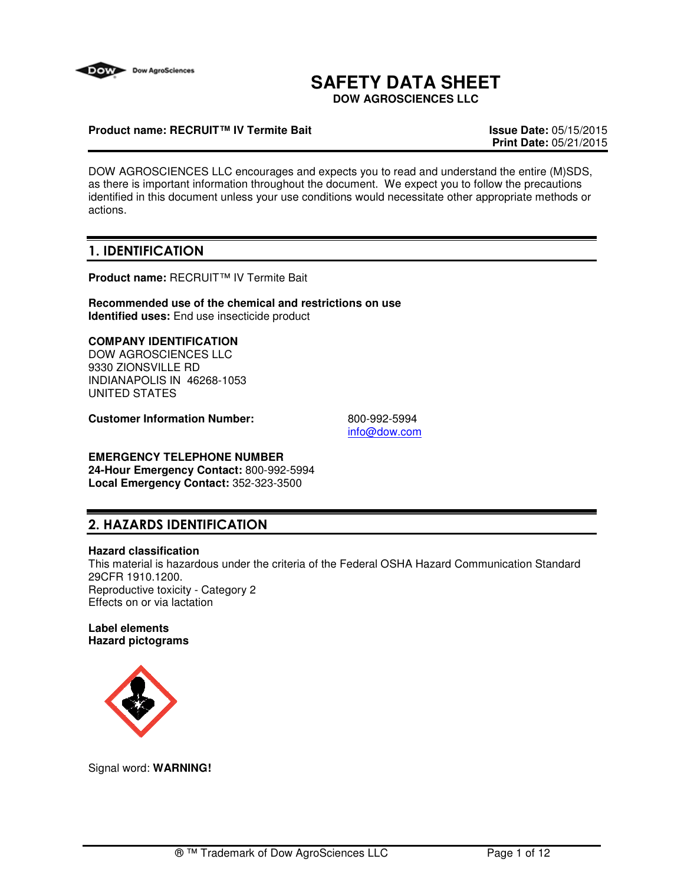# SAFETY DATA SHEET

**DOW AGROSCIENCES LLC**

**Product name: RECRUIT™ IV Termite Bait**

**Issue Date:** 05/15/2015
**Print Date:** 05/21/2015

DOW AGROSCIENCES LLC encourages and expects you to read and understand the entire (M)SDS, as there is important information throughout the document. We expect you to follow the precautions identified in this document unless your use conditions would necessitate other appropriate methods or actions.

## 1. IDENTIFICATION

**Product name:** RECRUIT™ IV Termite Bait

**Recommended use of the chemical and restrictions on use**
**Identified uses:** End use insecticide product

**COMPANY IDENTIFICATION**
DOW AGROSCIENCES LLC
9330 ZIONSVILLE RD
INDIANAPOLIS IN 46268-1053
UNITED STATES

**Customer Information Number:** 800-992-5994
info@dow.com

**EMERGENCY TELEPHONE NUMBER**
**24-Hour Emergency Contact:** 800-992-5994
**Local Emergency Contact:** 352-323-3500

## 2. HAZARDS IDENTIFICATION

**Hazard classification**
This material is hazardous under the criteria of the Federal OSHA Hazard Communication Standard 29CFR 1910.1200.
Reproductive toxicity - Category 2
Effects on or via lactation

**Label elements**
**Hazard pictograms**

Signal word: **WARNING!**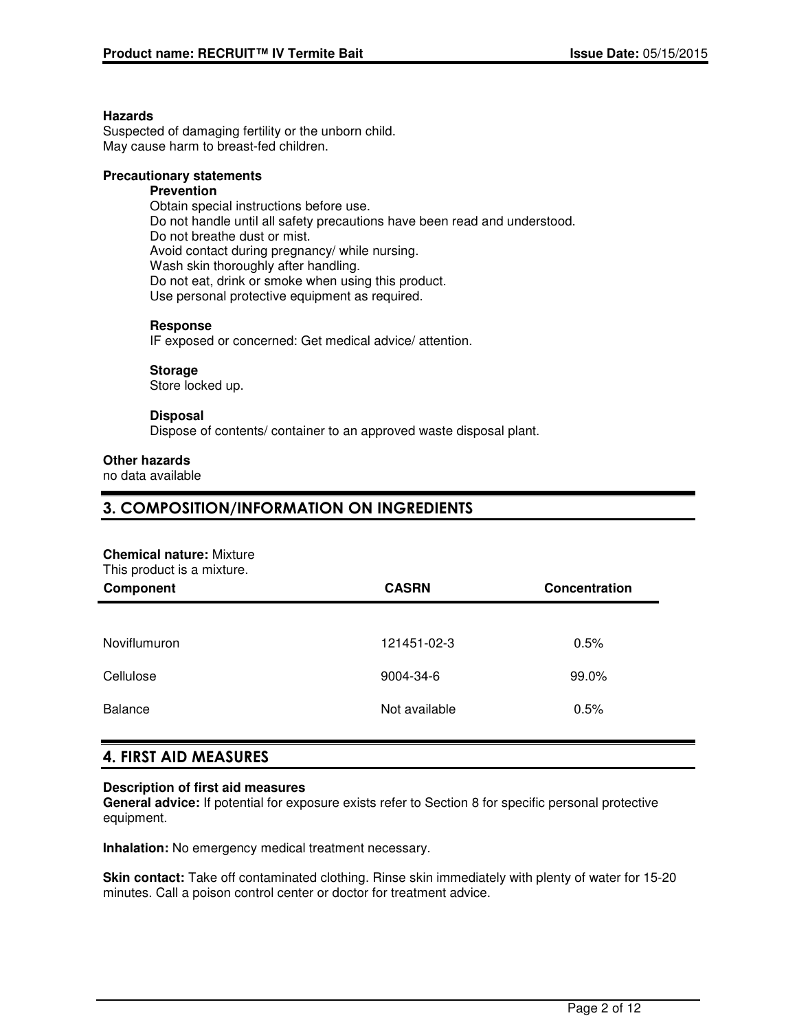**Hazards**
Suspected of damaging fertility or the unborn child.
May cause harm to breast-fed children.

**Precautionary statements**

**Prevention**
Obtain special instructions before use.
Do not handle until all safety precautions have been read and understood.
Do not breathe dust or mist.
Avoid contact during pregnancy/ while nursing.
Wash skin thoroughly after handling.
Do not eat, drink or smoke when using this product.
Use personal protective equipment as required.

**Response**
IF exposed or concerned: Get medical advice/ attention.

**Storage**
Store locked up.

**Disposal**
Dispose of contents/ container to an approved waste disposal plant.

**Other hazards**
no data available

## 3. COMPOSITION/INFORMATION ON INGREDIENTS

**Chemical nature:** Mixture
This product is a mixture.

| Component | CASRN | Concentration |
|---|---|---|
| Noviflumuron | 121451-02-3 | 0.5% |
| Cellulose | 9004-34-6 | 99.0% |
| Balance | Not available | 0.5% |

## 4. FIRST AID MEASURES

**Description of first aid measures**
**General advice:** If potential for exposure exists refer to Section 8 for specific personal protective equipment.

**Inhalation:** No emergency medical treatment necessary.

**Skin contact:** Take off contaminated clothing. Rinse skin immediately with plenty of water for 15-20 minutes. Call a poison control center or doctor for treatment advice.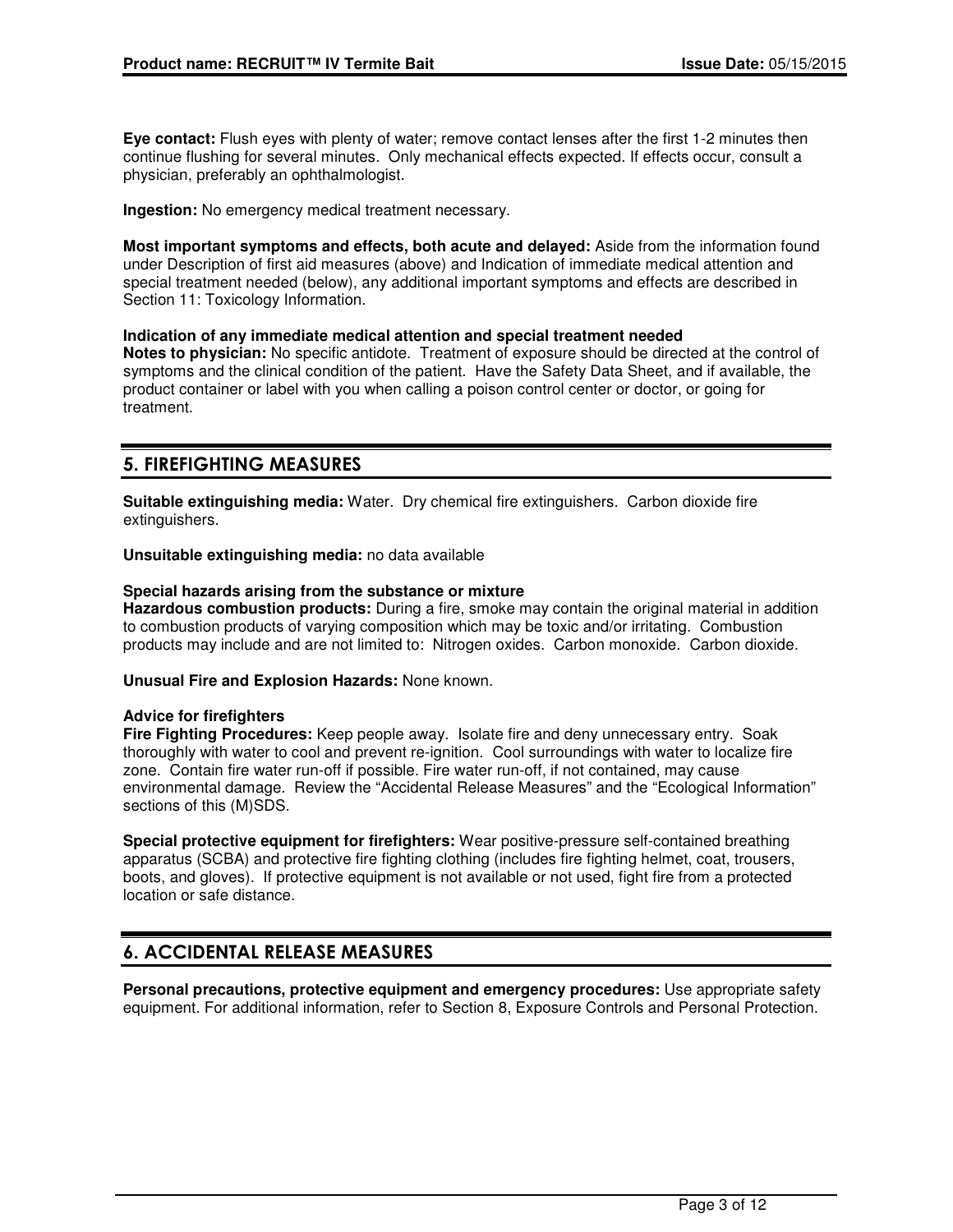**Eye contact:** Flush eyes with plenty of water; remove contact lenses after the first 1-2 minutes then continue flushing for several minutes. Only mechanical effects expected. If effects occur, consult a physician, preferably an ophthalmologist.

**Ingestion:** No emergency medical treatment necessary.

**Most important symptoms and effects, both acute and delayed:** Aside from the information found under Description of first aid measures (above) and Indication of immediate medical attention and special treatment needed (below), any additional important symptoms and effects are described in Section 11: Toxicology Information.

**Indication of any immediate medical attention and special treatment needed**
**Notes to physician:** No specific antidote. Treatment of exposure should be directed at the control of symptoms and the clinical condition of the patient. Have the Safety Data Sheet, and if available, the product container or label with you when calling a poison control center or doctor, or going for treatment.

## 5. FIREFIGHTING MEASURES

**Suitable extinguishing media:** Water. Dry chemical fire extinguishers. Carbon dioxide fire extinguishers.

**Unsuitable extinguishing media:** no data available

**Special hazards arising from the substance or mixture**
**Hazardous combustion products:** During a fire, smoke may contain the original material in addition to combustion products of varying composition which may be toxic and/or irritating. Combustion products may include and are not limited to: Nitrogen oxides. Carbon monoxide. Carbon dioxide.

**Unusual Fire and Explosion Hazards:** None known.

**Advice for firefighters**
**Fire Fighting Procedures:** Keep people away. Isolate fire and deny unnecessary entry. Soak thoroughly with water to cool and prevent re-ignition. Cool surroundings with water to localize fire zone. Contain fire water run-off if possible. Fire water run-off, if not contained, may cause environmental damage. Review the "Accidental Release Measures" and the "Ecological Information" sections of this (M)SDS.

**Special protective equipment for firefighters:** Wear positive-pressure self-contained breathing apparatus (SCBA) and protective fire fighting clothing (includes fire fighting helmet, coat, trousers, boots, and gloves). If protective equipment is not available or not used, fight fire from a protected location or safe distance.

## 6. ACCIDENTAL RELEASE MEASURES

**Personal precautions, protective equipment and emergency procedures:** Use appropriate safety equipment. For additional information, refer to Section 8, Exposure Controls and Personal Protection.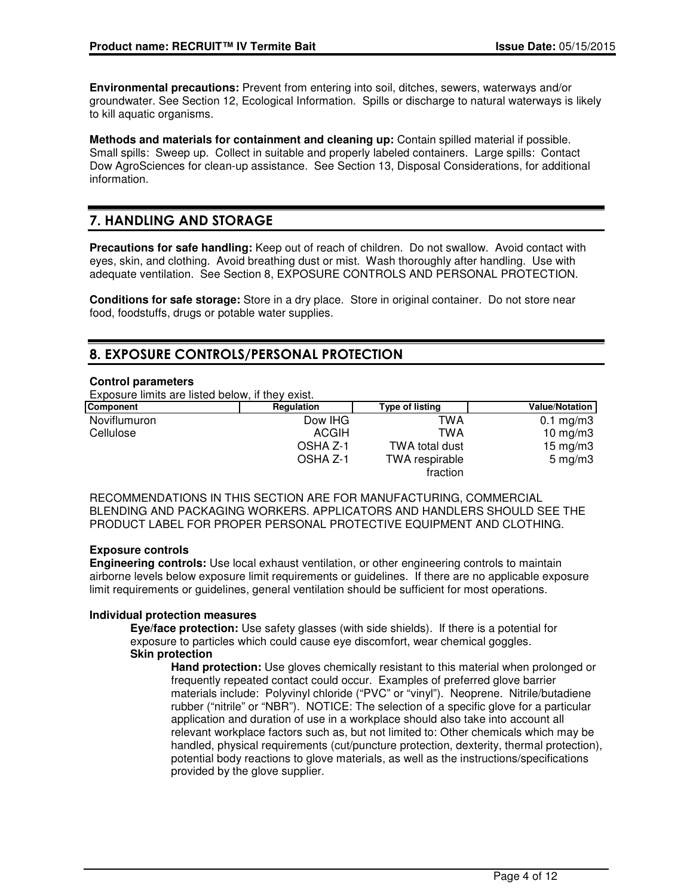**Environmental precautions:** Prevent from entering into soil, ditches, sewers, waterways and/or groundwater. See Section 12, Ecological Information. Spills or discharge to natural waterways is likely to kill aquatic organisms.

**Methods and materials for containment and cleaning up:** Contain spilled material if possible. Small spills: Sweep up. Collect in suitable and properly labeled containers. Large spills: Contact Dow AgroSciences for clean-up assistance. See Section 13, Disposal Considerations, for additional information.

## 7. HANDLING AND STORAGE

**Precautions for safe handling:** Keep out of reach of children. Do not swallow. Avoid contact with eyes, skin, and clothing. Avoid breathing dust or mist. Wash thoroughly after handling. Use with adequate ventilation. See Section 8, EXPOSURE CONTROLS AND PERSONAL PROTECTION.

**Conditions for safe storage:** Store in a dry place. Store in original container. Do not store near food, foodstuffs, drugs or potable water supplies.

## 8. EXPOSURE CONTROLS/PERSONAL PROTECTION

**Control parameters**

Exposure limits are listed below, if they exist.

| Component | Regulation | Type of listing | Value/Notation |
|---|---|---|---|
| Noviflumuron | Dow IHG | TWA | 0.1 mg/m3 |
| Cellulose | ACGIH | TWA | 10 mg/m3 |
| | OSHA Z-1 | TWA total dust | 15 mg/m3 |
| | OSHA Z-1 | TWA respirable fraction | 5 mg/m3 |

RECOMMENDATIONS IN THIS SECTION ARE FOR MANUFACTURING, COMMERCIAL BLENDING AND PACKAGING WORKERS. APPLICATORS AND HANDLERS SHOULD SEE THE PRODUCT LABEL FOR PROPER PERSONAL PROTECTIVE EQUIPMENT AND CLOTHING.

**Exposure controls**

**Engineering controls:** Use local exhaust ventilation, or other engineering controls to maintain airborne levels below exposure limit requirements or guidelines. If there are no applicable exposure limit requirements or guidelines, general ventilation should be sufficient for most operations.

**Individual protection measures**

**Eye/face protection:** Use safety glasses (with side shields). If there is a potential for exposure to particles which could cause eye discomfort, wear chemical goggles.

**Skin protection**

**Hand protection:** Use gloves chemically resistant to this material when prolonged or frequently repeated contact could occur. Examples of preferred glove barrier materials include: Polyvinyl chloride ("PVC" or "vinyl"). Neoprene. Nitrile/butadiene rubber ("nitrile" or "NBR"). NOTICE: The selection of a specific glove for a particular application and duration of use in a workplace should also take into account all relevant workplace factors such as, but not limited to: Other chemicals which may be handled, physical requirements (cut/puncture protection, dexterity, thermal protection), potential body reactions to glove materials, as well as the instructions/specifications provided by the glove supplier.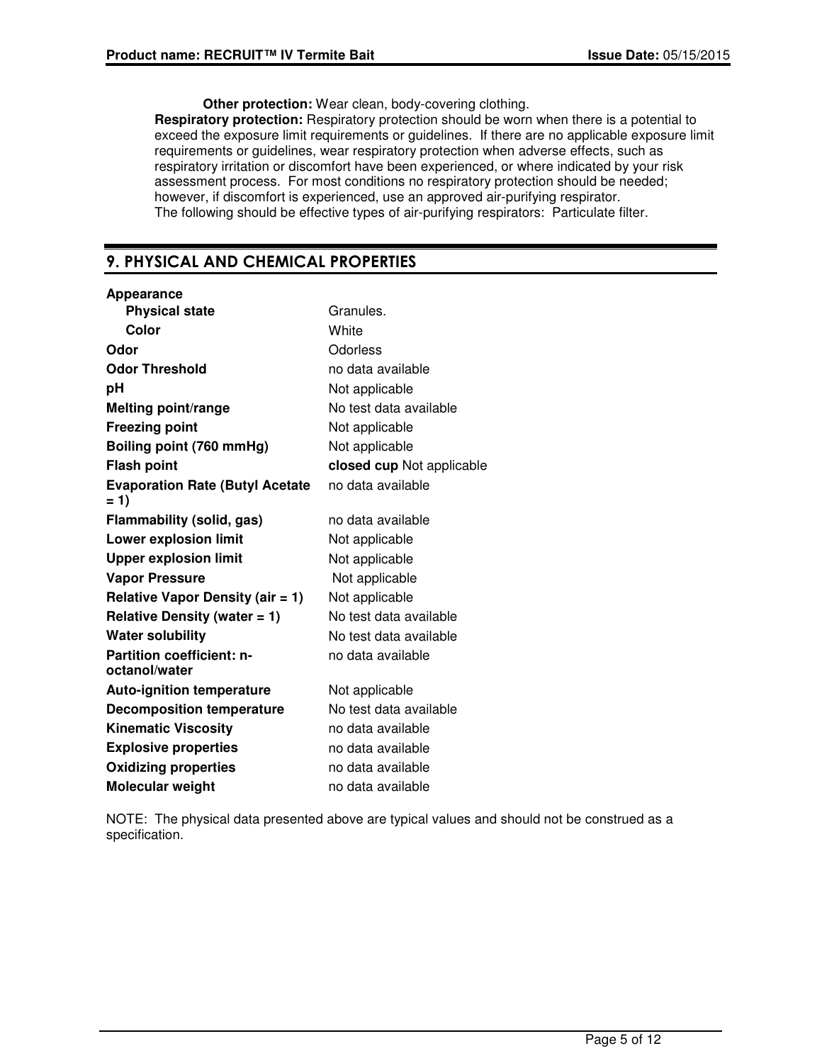**Other protection:** Wear clean, body-covering clothing.

**Respiratory protection:** Respiratory protection should be worn when there is a potential to exceed the exposure limit requirements or guidelines. If there are no applicable exposure limit requirements or guidelines, wear respiratory protection when adverse effects, such as respiratory irritation or discomfort have been experienced, or where indicated by your risk assessment process. For most conditions no respiratory protection should be needed; however, if discomfort is experienced, use an approved air-purifying respirator.
The following should be effective types of air-purifying respirators: Particulate filter.

## 9. PHYSICAL AND CHEMICAL PROPERTIES

| Property | Value |
|---|---|
| **Appearance** | |
| **Physical state** | Granules. |
| **Color** | White |
| **Odor** | Odorless |
| **Odor Threshold** | no data available |
| **pH** | Not applicable |
| **Melting point/range** | No test data available |
| **Freezing point** | Not applicable |
| **Boiling point (760 mmHg)** | Not applicable |
| **Flash point** | **closed cup** Not applicable |
| **Evaporation Rate (Butyl Acetate = 1)** | no data available |
| **Flammability (solid, gas)** | no data available |
| **Lower explosion limit** | Not applicable |
| **Upper explosion limit** | Not applicable |
| **Vapor Pressure** | Not applicable |
| **Relative Vapor Density (air = 1)** | Not applicable |
| **Relative Density (water = 1)** | No test data available |
| **Water solubility** | No test data available |
| **Partition coefficient: n-octanol/water** | no data available |
| **Auto-ignition temperature** | Not applicable |
| **Decomposition temperature** | No test data available |
| **Kinematic Viscosity** | no data available |
| **Explosive properties** | no data available |
| **Oxidizing properties** | no data available |
| **Molecular weight** | no data available |

NOTE: The physical data presented above are typical values and should not be construed as a specification.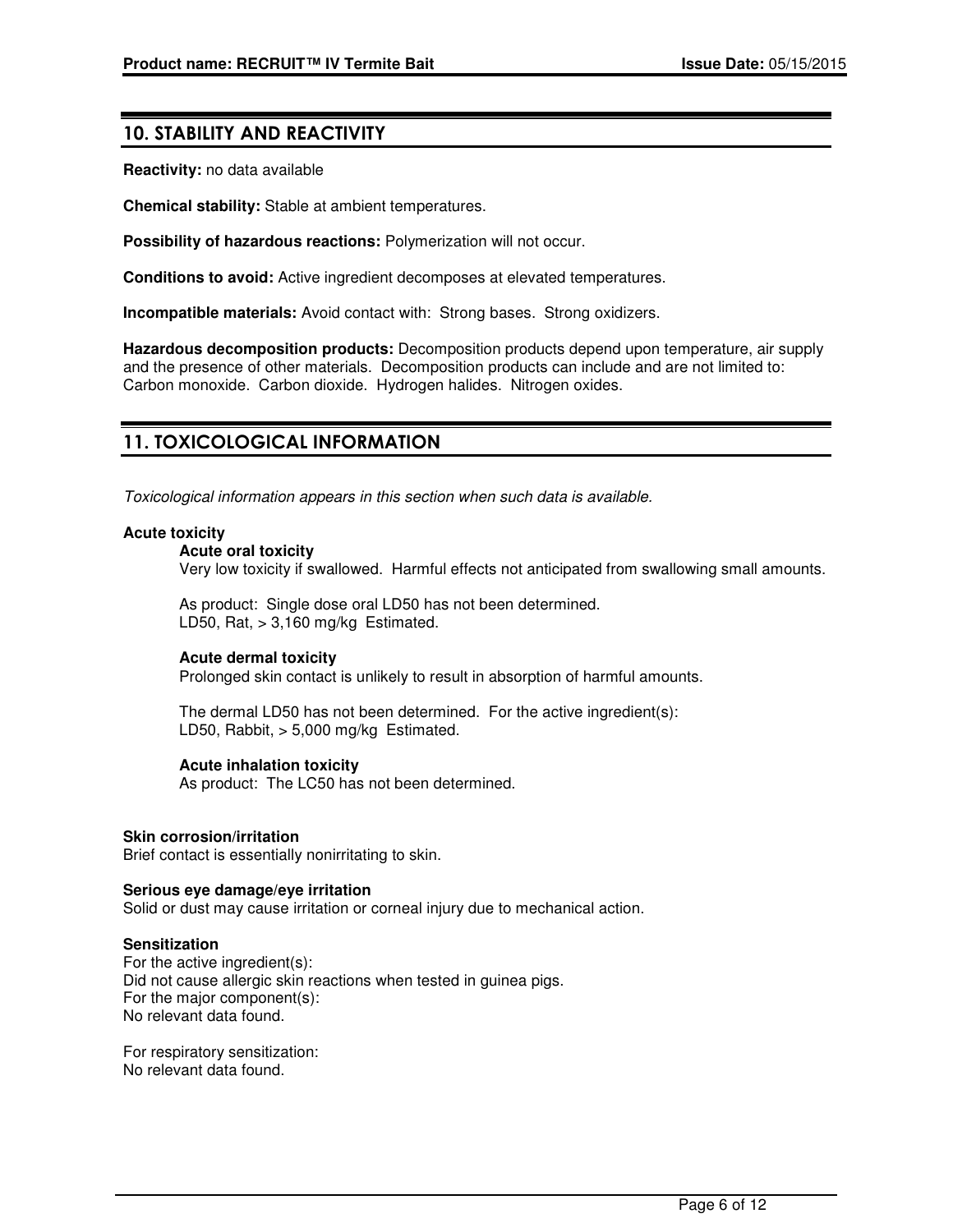## 10. STABILITY AND REACTIVITY

**Reactivity:** no data available

**Chemical stability:** Stable at ambient temperatures.

**Possibility of hazardous reactions:** Polymerization will not occur.

**Conditions to avoid:** Active ingredient decomposes at elevated temperatures.

**Incompatible materials:** Avoid contact with: Strong bases. Strong oxidizers.

**Hazardous decomposition products:** Decomposition products depend upon temperature, air supply and the presence of other materials. Decomposition products can include and are not limited to: Carbon monoxide. Carbon dioxide. Hydrogen halides. Nitrogen oxides.

## 11. TOXICOLOGICAL INFORMATION

*Toxicological information appears in this section when such data is available.*

**Acute toxicity**

**Acute oral toxicity**

Very low toxicity if swallowed. Harmful effects not anticipated from swallowing small amounts.

As product: Single dose oral LD50 has not been determined.
LD50, Rat, > 3,160 mg/kg Estimated.

**Acute dermal toxicity**

Prolonged skin contact is unlikely to result in absorption of harmful amounts.

The dermal LD50 has not been determined. For the active ingredient(s):
LD50, Rabbit, > 5,000 mg/kg Estimated.

**Acute inhalation toxicity**

As product: The LC50 has not been determined.

**Skin corrosion/irritation**

Brief contact is essentially nonirritating to skin.

**Serious eye damage/eye irritation**

Solid or dust may cause irritation or corneal injury due to mechanical action.

**Sensitization**

For the active ingredient(s):
Did not cause allergic skin reactions when tested in guinea pigs.
For the major component(s):
No relevant data found.

For respiratory sensitization:
No relevant data found.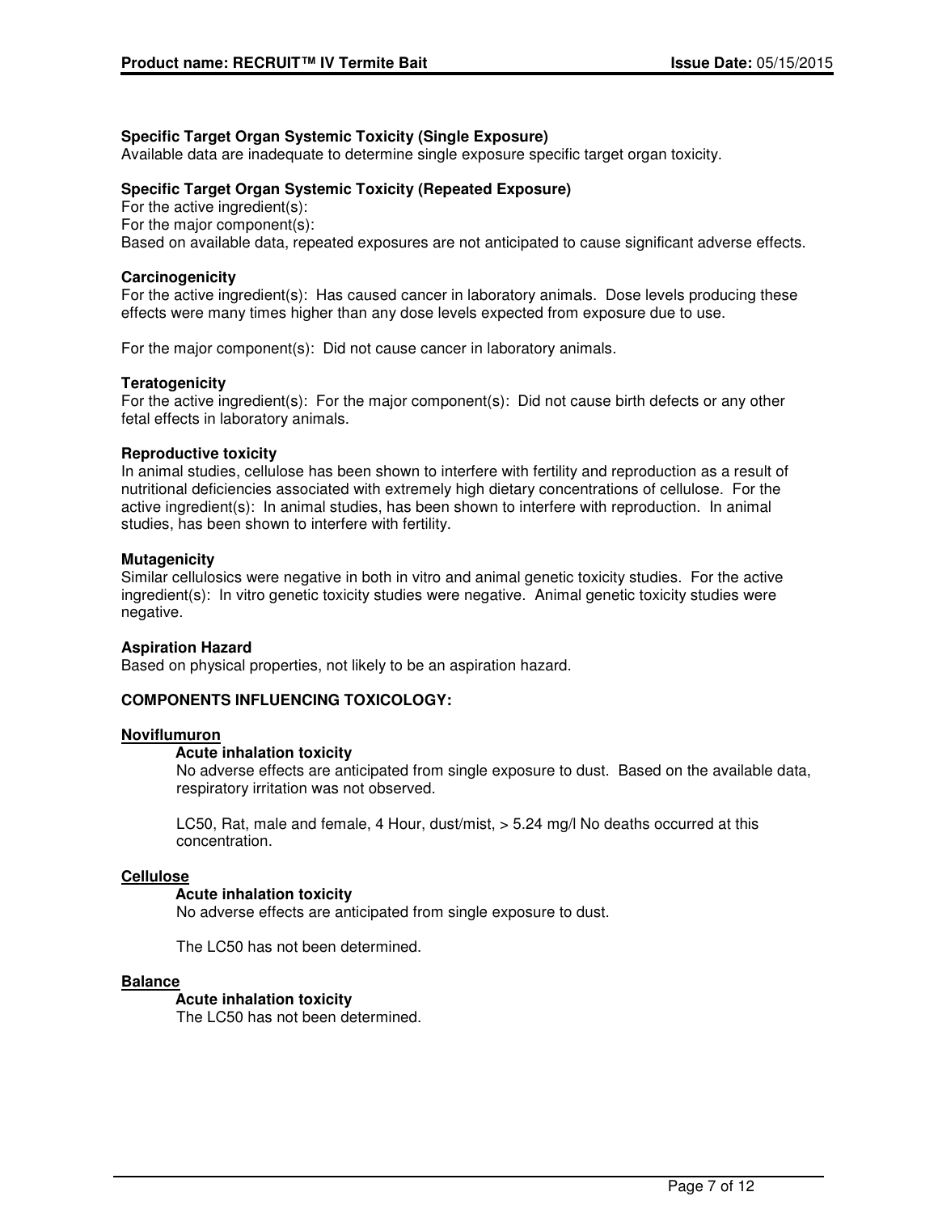**Specific Target Organ Systemic Toxicity (Single Exposure)**
Available data are inadequate to determine single exposure specific target organ toxicity.

**Specific Target Organ Systemic Toxicity (Repeated Exposure)**
For the active ingredient(s):
For the major component(s):
Based on available data, repeated exposures are not anticipated to cause significant adverse effects.

**Carcinogenicity**
For the active ingredient(s): Has caused cancer in laboratory animals. Dose levels producing these effects were many times higher than any dose levels expected from exposure due to use.

For the major component(s): Did not cause cancer in laboratory animals.

**Teratogenicity**
For the active ingredient(s): For the major component(s): Did not cause birth defects or any other fetal effects in laboratory animals.

**Reproductive toxicity**
In animal studies, cellulose has been shown to interfere with fertility and reproduction as a result of nutritional deficiencies associated with extremely high dietary concentrations of cellulose. For the active ingredient(s): In animal studies, has been shown to interfere with reproduction. In animal studies, has been shown to interfere with fertility.

**Mutagenicity**
Similar cellulosics were negative in both in vitro and animal genetic toxicity studies. For the active ingredient(s): In vitro genetic toxicity studies were negative. Animal genetic toxicity studies were negative.

**Aspiration Hazard**
Based on physical properties, not likely to be an aspiration hazard.

**COMPONENTS INFLUENCING TOXICOLOGY:**

**Noviflumuron**

**Acute inhalation toxicity**
No adverse effects are anticipated from single exposure to dust. Based on the available data, respiratory irritation was not observed.

LC50, Rat, male and female, 4 Hour, dust/mist, > 5.24 mg/l No deaths occurred at this concentration.

**Cellulose**

**Acute inhalation toxicity**
No adverse effects are anticipated from single exposure to dust.

The LC50 has not been determined.

**Balance**

**Acute inhalation toxicity**
The LC50 has not been determined.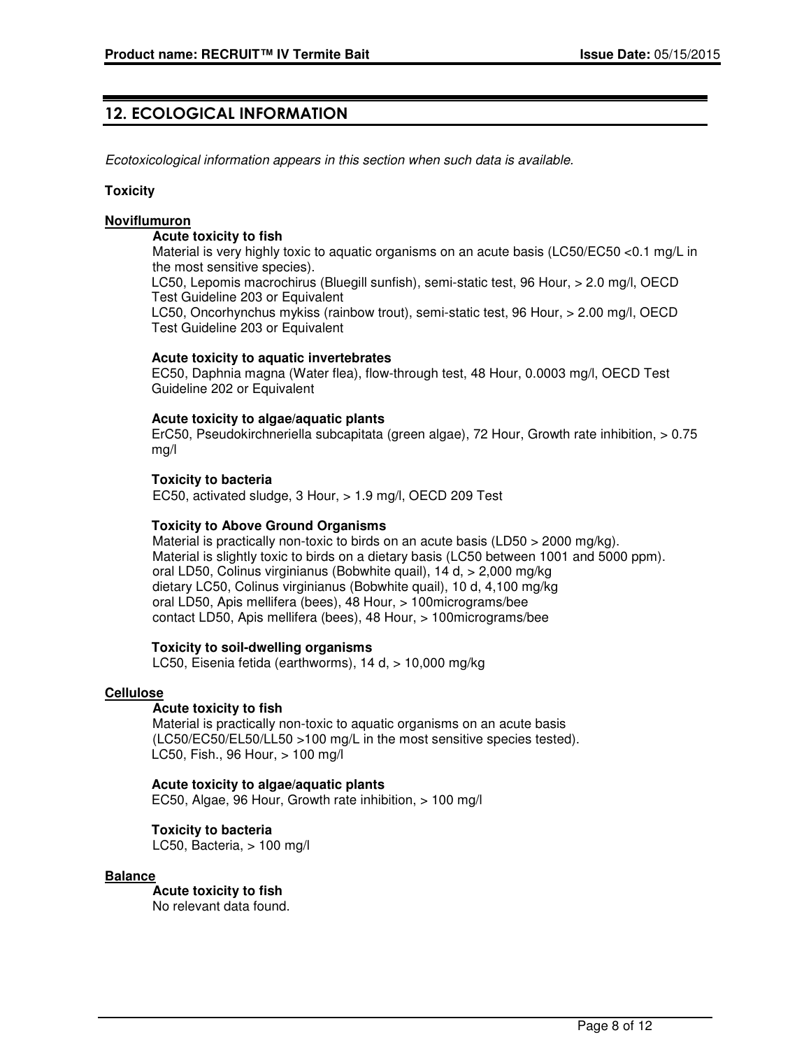## 12. ECOLOGICAL INFORMATION

*Ecotoxicological information appears in this section when such data is available.*

**Toxicity**

**Noviflumuron**

**Acute toxicity to fish**

Material is very highly toxic to aquatic organisms on an acute basis (LC50/EC50 <0.1 mg/L in the most sensitive species).
LC50, Lepomis macrochirus (Bluegill sunfish), semi-static test, 96 Hour, > 2.0 mg/l, OECD Test Guideline 203 or Equivalent
LC50, Oncorhynchus mykiss (rainbow trout), semi-static test, 96 Hour, > 2.00 mg/l, OECD Test Guideline 203 or Equivalent

**Acute toxicity to aquatic invertebrates**

EC50, Daphnia magna (Water flea), flow-through test, 48 Hour, 0.0003 mg/l, OECD Test Guideline 202 or Equivalent

**Acute toxicity to algae/aquatic plants**

ErC50, Pseudokirchneriella subcapitata (green algae), 72 Hour, Growth rate inhibition, > 0.75 mg/l

**Toxicity to bacteria**

EC50, activated sludge, 3 Hour, > 1.9 mg/l, OECD 209 Test

**Toxicity to Above Ground Organisms**

Material is practically non-toxic to birds on an acute basis (LD50 > 2000 mg/kg).
Material is slightly toxic to birds on a dietary basis (LC50 between 1001 and 5000 ppm).
oral LD50, Colinus virginianus (Bobwhite quail), 14 d, > 2,000 mg/kg
dietary LC50, Colinus virginianus (Bobwhite quail), 10 d, 4,100 mg/kg
oral LD50, Apis mellifera (bees), 48 Hour, > 100micrograms/bee
contact LD50, Apis mellifera (bees), 48 Hour, > 100micrograms/bee

**Toxicity to soil-dwelling organisms**

LC50, Eisenia fetida (earthworms), 14 d, > 10,000 mg/kg

**Cellulose**

**Acute toxicity to fish**

Material is practically non-toxic to aquatic organisms on an acute basis (LC50/EC50/EL50/LL50 >100 mg/L in the most sensitive species tested).
LC50, Fish., 96 Hour, > 100 mg/l

**Acute toxicity to algae/aquatic plants**

EC50, Algae, 96 Hour, Growth rate inhibition, > 100 mg/l

**Toxicity to bacteria**

LC50, Bacteria, > 100 mg/l

**Balance**

**Acute toxicity to fish**

No relevant data found.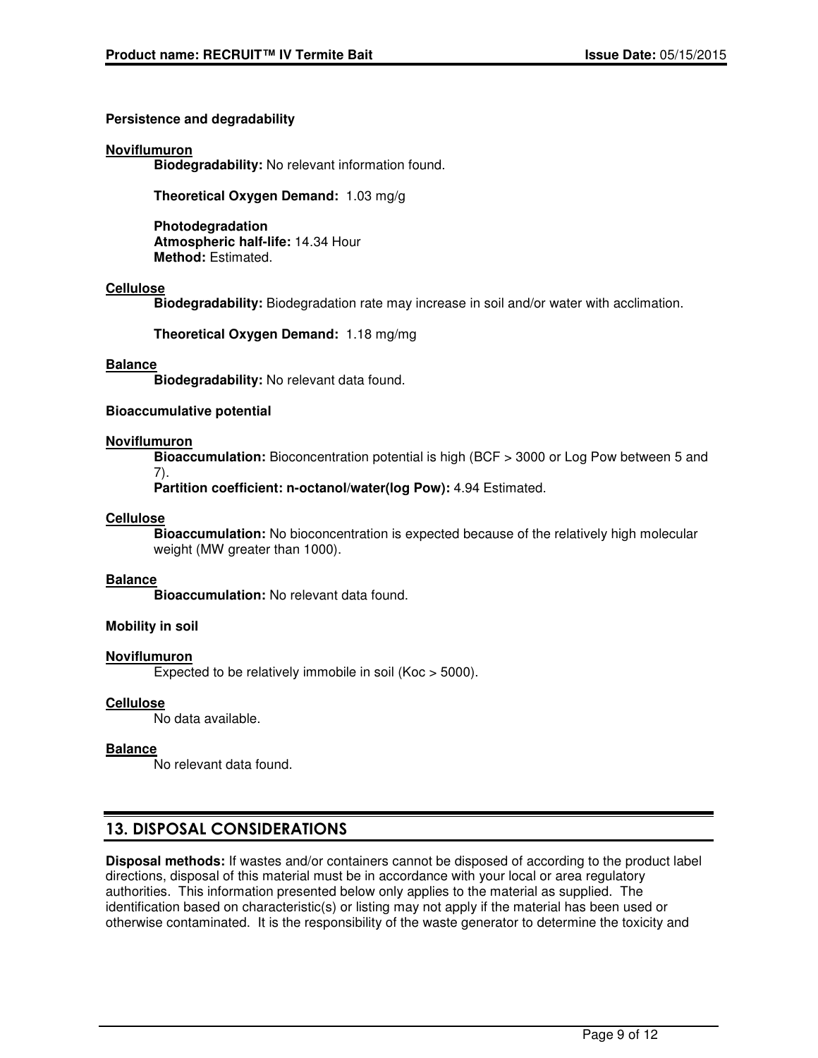**Persistence and degradability**

**Noviflumuron**

**Biodegradability:** No relevant information found.

**Theoretical Oxygen Demand:** 1.03 mg/g

**Photodegradation**
**Atmospheric half-life:** 14.34 Hour
**Method:** Estimated.

**Cellulose**

**Biodegradability:** Biodegradation rate may increase in soil and/or water with acclimation.

**Theoretical Oxygen Demand:** 1.18 mg/mg

**Balance**

**Biodegradability:** No relevant data found.

**Bioaccumulative potential**

**Noviflumuron**

**Bioaccumulation:** Bioconcentration potential is high (BCF > 3000 or Log Pow between 5 and 7).
**Partition coefficient: n-octanol/water(log Pow):** 4.94 Estimated.

**Cellulose**

**Bioaccumulation:** No bioconcentration is expected because of the relatively high molecular weight (MW greater than 1000).

**Balance**

**Bioaccumulation:** No relevant data found.

**Mobility in soil**

**Noviflumuron**

Expected to be relatively immobile in soil (Koc > 5000).

**Cellulose**

No data available.

**Balance**

No relevant data found.

## 13. DISPOSAL CONSIDERATIONS

**Disposal methods:** If wastes and/or containers cannot be disposed of according to the product label directions, disposal of this material must be in accordance with your local or area regulatory authorities. This information presented below only applies to the material as supplied. The identification based on characteristic(s) or listing may not apply if the material has been used or otherwise contaminated. It is the responsibility of the waste generator to determine the toxicity and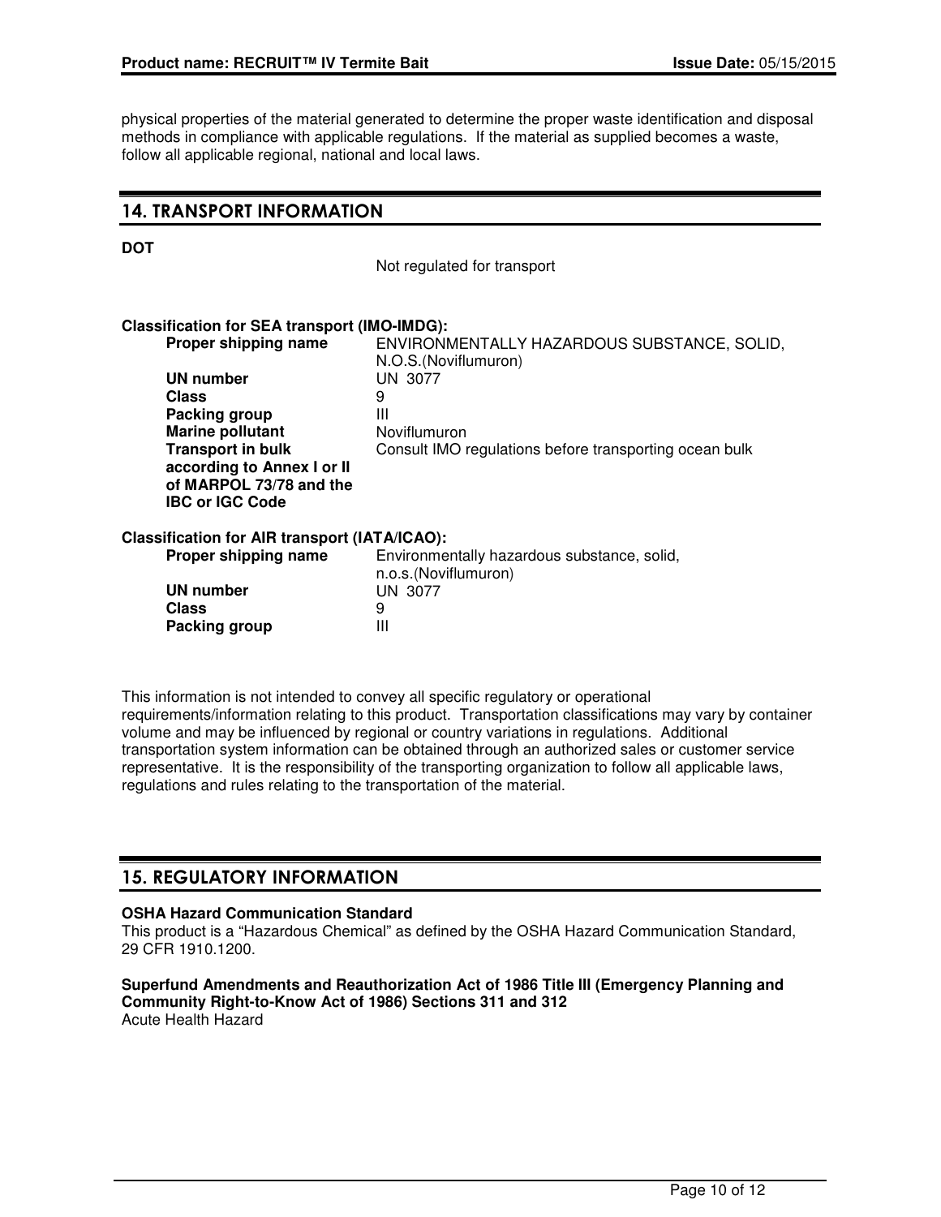physical properties of the material generated to determine the proper waste identification and disposal methods in compliance with applicable regulations. If the material as supplied becomes a waste, follow all applicable regional, national and local laws.

## 14. TRANSPORT INFORMATION

**DOT**

Not regulated for transport

**Classification for SEA transport (IMO-IMDG):**

| | |
|---|---|
| **Proper shipping name** | ENVIRONMENTALLY HAZARDOUS SUBSTANCE, SOLID, N.O.S.(Noviflumuron) |
| **UN number** | UN 3077 |
| **Class** | 9 |
| **Packing group** | III |
| **Marine pollutant** | Noviflumuron |
| **Transport in bulk according to Annex I or II of MARPOL 73/78 and the IBC or IGC Code** | Consult IMO regulations before transporting ocean bulk |

**Classification for AIR transport (IATA/ICAO):**

| | |
|---|---|
| **Proper shipping name** | Environmentally hazardous substance, solid, n.o.s.(Noviflumuron) |
| **UN number** | UN 3077 |
| **Class** | 9 |
| **Packing group** | III |

This information is not intended to convey all specific regulatory or operational requirements/information relating to this product. Transportation classifications may vary by container volume and may be influenced by regional or country variations in regulations. Additional transportation system information can be obtained through an authorized sales or customer service representative. It is the responsibility of the transporting organization to follow all applicable laws, regulations and rules relating to the transportation of the material.

## 15. REGULATORY INFORMATION

**OSHA Hazard Communication Standard**

This product is a "Hazardous Chemical" as defined by the OSHA Hazard Communication Standard, 29 CFR 1910.1200.

**Superfund Amendments and Reauthorization Act of 1986 Title III (Emergency Planning and Community Right-to-Know Act of 1986) Sections 311 and 312**

Acute Health Hazard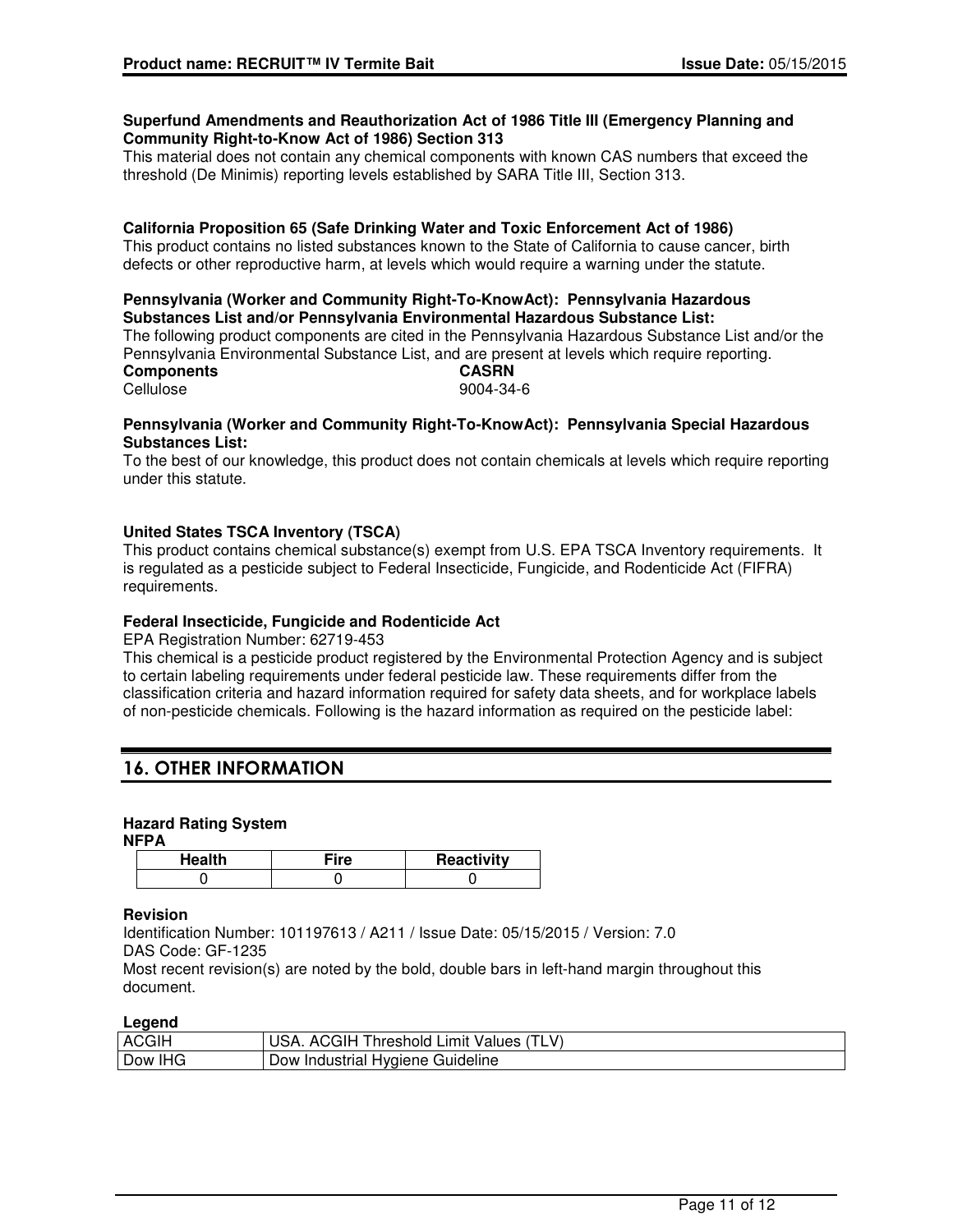**Superfund Amendments and Reauthorization Act of 1986 Title III (Emergency Planning and Community Right-to-Know Act of 1986) Section 313**

This material does not contain any chemical components with known CAS numbers that exceed the threshold (De Minimis) reporting levels established by SARA Title III, Section 313.

**California Proposition 65 (Safe Drinking Water and Toxic Enforcement Act of 1986)**

This product contains no listed substances known to the State of California to cause cancer, birth defects or other reproductive harm, at levels which would require a warning under the statute.

**Pennsylvania (Worker and Community Right-To-KnowAct): Pennsylvania Hazardous Substances List and/or Pennsylvania Environmental Hazardous Substance List:**

The following product components are cited in the Pennsylvania Hazardous Substance List and/or the Pennsylvania Environmental Substance List, and are present at levels which require reporting.

| Components | CASRN |
|---|---|
| Cellulose | 9004-34-6 |

**Pennsylvania (Worker and Community Right-To-KnowAct): Pennsylvania Special Hazardous Substances List:**

To the best of our knowledge, this product does not contain chemicals at levels which require reporting under this statute.

**United States TSCA Inventory (TSCA)**

This product contains chemical substance(s) exempt from U.S. EPA TSCA Inventory requirements. It is regulated as a pesticide subject to Federal Insecticide, Fungicide, and Rodenticide Act (FIFRA) requirements.

**Federal Insecticide, Fungicide and Rodenticide Act**

EPA Registration Number: 62719-453

This chemical is a pesticide product registered by the Environmental Protection Agency and is subject to certain labeling requirements under federal pesticide law. These requirements differ from the classification criteria and hazard information required for safety data sheets, and for workplace labels of non-pesticide chemicals. Following is the hazard information as required on the pesticide label:

## 16. OTHER INFORMATION

**Hazard Rating System**

**NFPA**

| Health | Fire | Reactivity |
|---|---|---|
| 0 | 0 | 0 |

**Revision**

Identification Number: 101197613 / A211 / Issue Date: 05/15/2015 / Version: 7.0

DAS Code: GF-1235

Most recent revision(s) are noted by the bold, double bars in left-hand margin throughout this document.

**Legend**

| | |
|---|---|
| ACGIH | USA. ACGIH Threshold Limit Values (TLV) |
| Dow IHG | Dow Industrial Hygiene Guideline |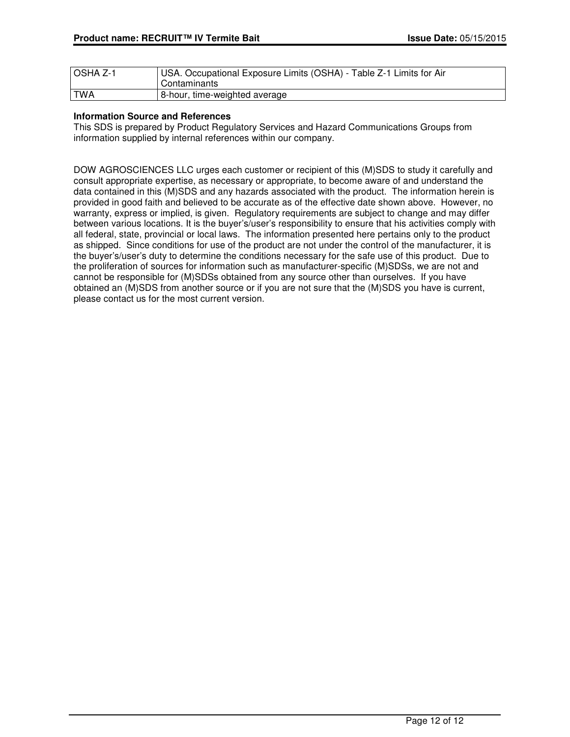| | |
|---|---|
| OSHA Z-1 | USA. Occupational Exposure Limits (OSHA) - Table Z-1 Limits for Air Contaminants |
| TWA | 8-hour, time-weighted average |

**Information Source and References**

This SDS is prepared by Product Regulatory Services and Hazard Communications Groups from information supplied by internal references within our company.

DOW AGROSCIENCES LLC urges each customer or recipient of this (M)SDS to study it carefully and consult appropriate expertise, as necessary or appropriate, to become aware of and understand the data contained in this (M)SDS and any hazards associated with the product. The information herein is provided in good faith and believed to be accurate as of the effective date shown above. However, no warranty, express or implied, is given. Regulatory requirements are subject to change and may differ between various locations. It is the buyer's/user's responsibility to ensure that his activities comply with all federal, state, provincial or local laws. The information presented here pertains only to the product as shipped. Since conditions for use of the product are not under the control of the manufacturer, it is the buyer's/user's duty to determine the conditions necessary for the safe use of this product. Due to the proliferation of sources for information such as manufacturer-specific (M)SDSs, we are not and cannot be responsible for (M)SDSs obtained from any source other than ourselves. If you have obtained an (M)SDS from another source or if you are not sure that the (M)SDS you have is current, please contact us for the most current version.